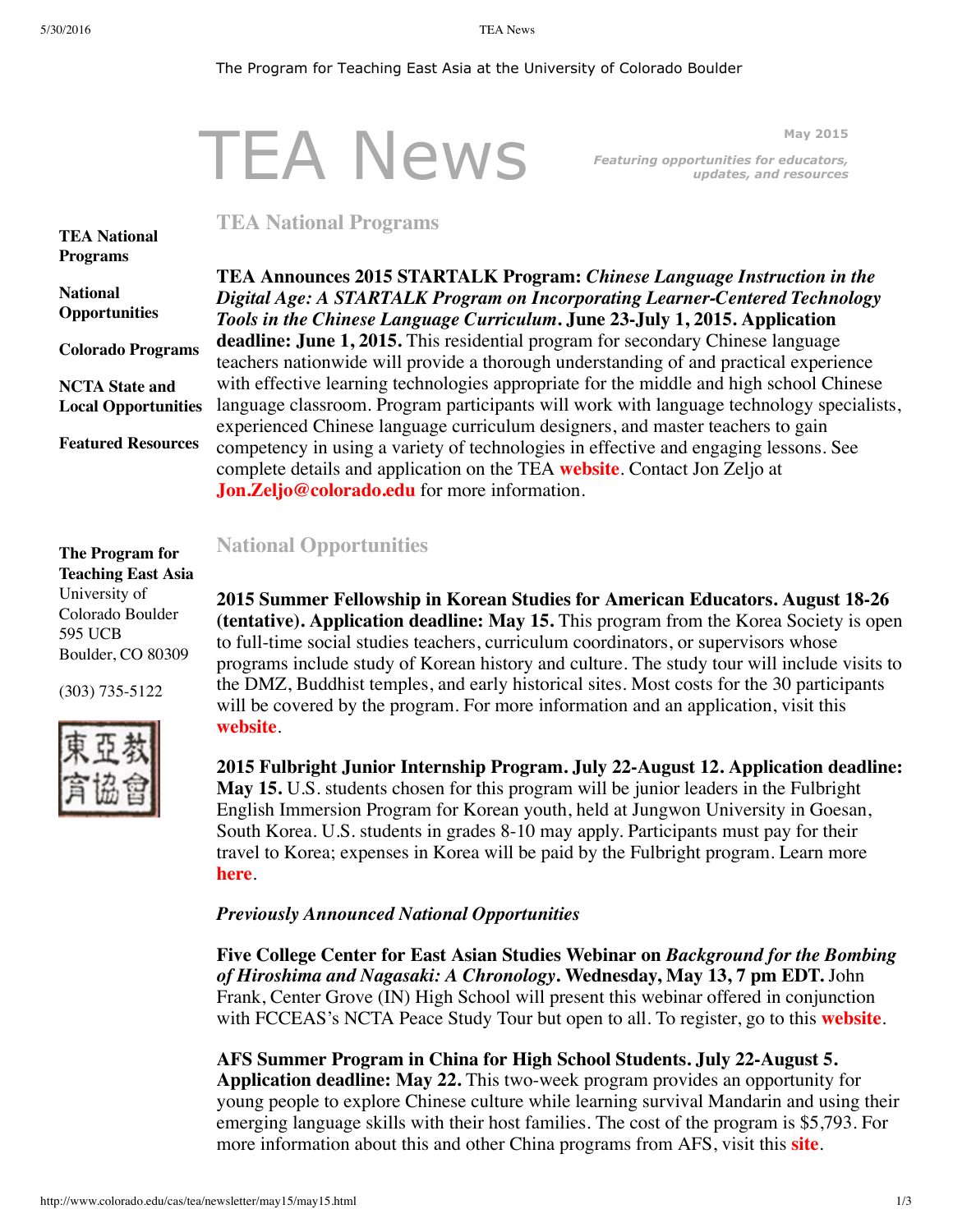The Program for Teaching East Asia at the University of Colorado Boulder

# TEA News

**May 2015**

***Featuring opportunities for educators, updates, and resources***

**TEA National Programs**

**National Opportunities**

**Colorado Programs**

**NCTA State and Local Opportunities**

**Featured Resources**

**The Program for Teaching East Asia**
University of Colorado Boulder
595 UCB
Boulder, CO 80309

(303) 735-5122

## TEA National Programs

**TEA Announces 2015 STARTALK Program:** ***Chinese Language Instruction in the Digital Age: A STARTALK Program on Incorporating Learner-Centered Technology Tools in the Chinese Language Curriculum*****. June 23-July 1, 2015. Application deadline: June 1, 2015.** This residential program for secondary Chinese language teachers nationwide will provide a thorough understanding of and practical experience with effective learning technologies appropriate for the middle and high school Chinese language classroom. Program participants will work with language technology specialists, experienced Chinese language curriculum designers, and master teachers to gain competency in using a variety of technologies in effective and engaging lessons. See complete details and application on the TEA **website**. Contact Jon Zeljo at **Jon.Zeljo@colorado.edu** for more information.

## National Opportunities

**2015 Summer Fellowship in Korean Studies for American Educators. August 18-26 (tentative). Application deadline: May 15.** This program from the Korea Society is open to full-time social studies teachers, curriculum coordinators, or supervisors whose programs include study of Korean history and culture. The study tour will include visits to the DMZ, Buddhist temples, and early historical sites. Most costs for the 30 participants will be covered by the program. For more information and an application, visit this **website**.

**2015 Fulbright Junior Internship Program. July 22-August 12. Application deadline: May 15.** U.S. students chosen for this program will be junior leaders in the Fulbright English Immersion Program for Korean youth, held at Jungwon University in Goesan, South Korea. U.S. students in grades 8-10 may apply. Participants must pay for their travel to Korea; expenses in Korea will be paid by the Fulbright program. Learn more **here**.

***Previously Announced National Opportunities***

**Five College Center for East Asian Studies Webinar on** ***Background for the Bombing of Hiroshima and Nagasaki: A Chronology*****. Wednesday, May 13, 7 pm EDT.** John Frank, Center Grove (IN) High School will present this webinar offered in conjunction with FCCEAS's NCTA Peace Study Tour but open to all. To register, go to this **website**.

**AFS Summer Program in China for High School Students. July 22-August 5. Application deadline: May 22.** This two-week program provides an opportunity for young people to explore Chinese culture while learning survival Mandarin and using their emerging language skills with their host families. The cost of the program is $5,793. For more information about this and other China programs from AFS, visit this **site**.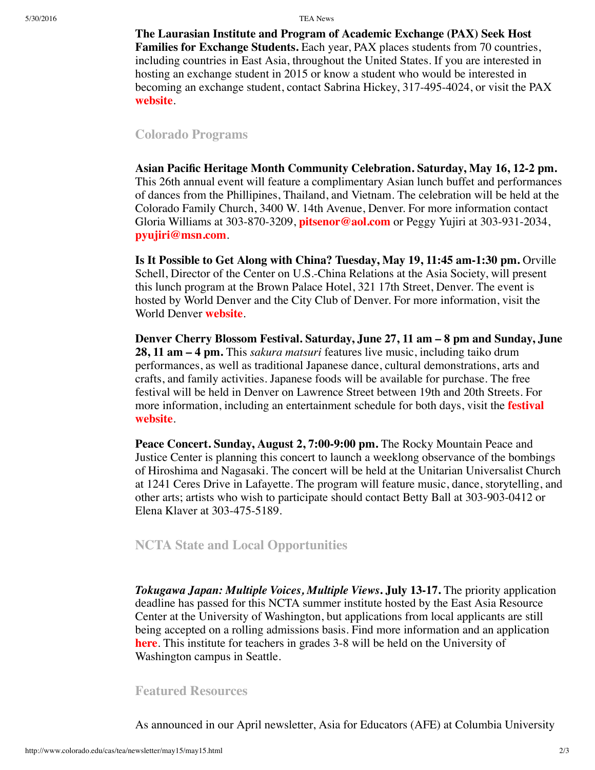**The Laurasian Institute and Program of Academic Exchange (PAX) Seek Host Families for Exchange Students.** Each year, PAX places students from 70 countries, including countries in East Asia, throughout the United States. If you are interested in hosting an exchange student in 2015 or know a student who would be interested in becoming an exchange student, contact Sabrina Hickey, 317-495-4024, or visit the PAX **website**.

## Colorado Programs

**Asian Pacific Heritage Month Community Celebration. Saturday, May 16, 12-2 pm.** This 26th annual event will feature a complimentary Asian lunch buffet and performances of dances from the Phillipines, Thailand, and Vietnam. The celebration will be held at the Colorado Family Church, 3400 W. 14th Avenue, Denver. For more information contact Gloria Williams at 303-870-3209, **pitsenor@aol.com** or Peggy Yujiri at 303-931-2034, **pyujiri@msn.com**.

**Is It Possible to Get Along with China? Tuesday, May 19, 11:45 am-1:30 pm.** Orville Schell, Director of the Center on U.S.-China Relations at the Asia Society, will present this lunch program at the Brown Palace Hotel, 321 17th Street, Denver. The event is hosted by World Denver and the City Club of Denver. For more information, visit the World Denver **website**.

**Denver Cherry Blossom Festival. Saturday, June 27, 11 am – 8 pm and Sunday, June 28, 11 am – 4 pm.** This *sakura matsuri* features live music, including taiko drum performances, as well as traditional Japanese dance, cultural demonstrations, arts and crafts, and family activities. Japanese foods will be available for purchase. The free festival will be held in Denver on Lawrence Street between 19th and 20th Streets. For more information, including an entertainment schedule for both days, visit the **festival website**.

**Peace Concert. Sunday, August 2, 7:00-9:00 pm.** The Rocky Mountain Peace and Justice Center is planning this concert to launch a weeklong observance of the bombings of Hiroshima and Nagasaki. The concert will be held at the Unitarian Universalist Church at 1241 Ceres Drive in Lafayette. The program will feature music, dance, storytelling, and other arts; artists who wish to participate should contact Betty Ball at 303-903-0412 or Elena Klaver at 303-475-5189.

## NCTA State and Local Opportunities

***Tokugawa Japan: Multiple Voices, Multiple Views*. July 13-17.** The priority application deadline has passed for this NCTA summer institute hosted by the East Asia Resource Center at the University of Washington, but applications from local applicants are still being accepted on a rolling admissions basis. Find more information and an application **here**. This institute for teachers in grades 3-8 will be held on the University of Washington campus in Seattle.

## Featured Resources

As announced in our April newsletter, Asia for Educators (AFE) at Columbia University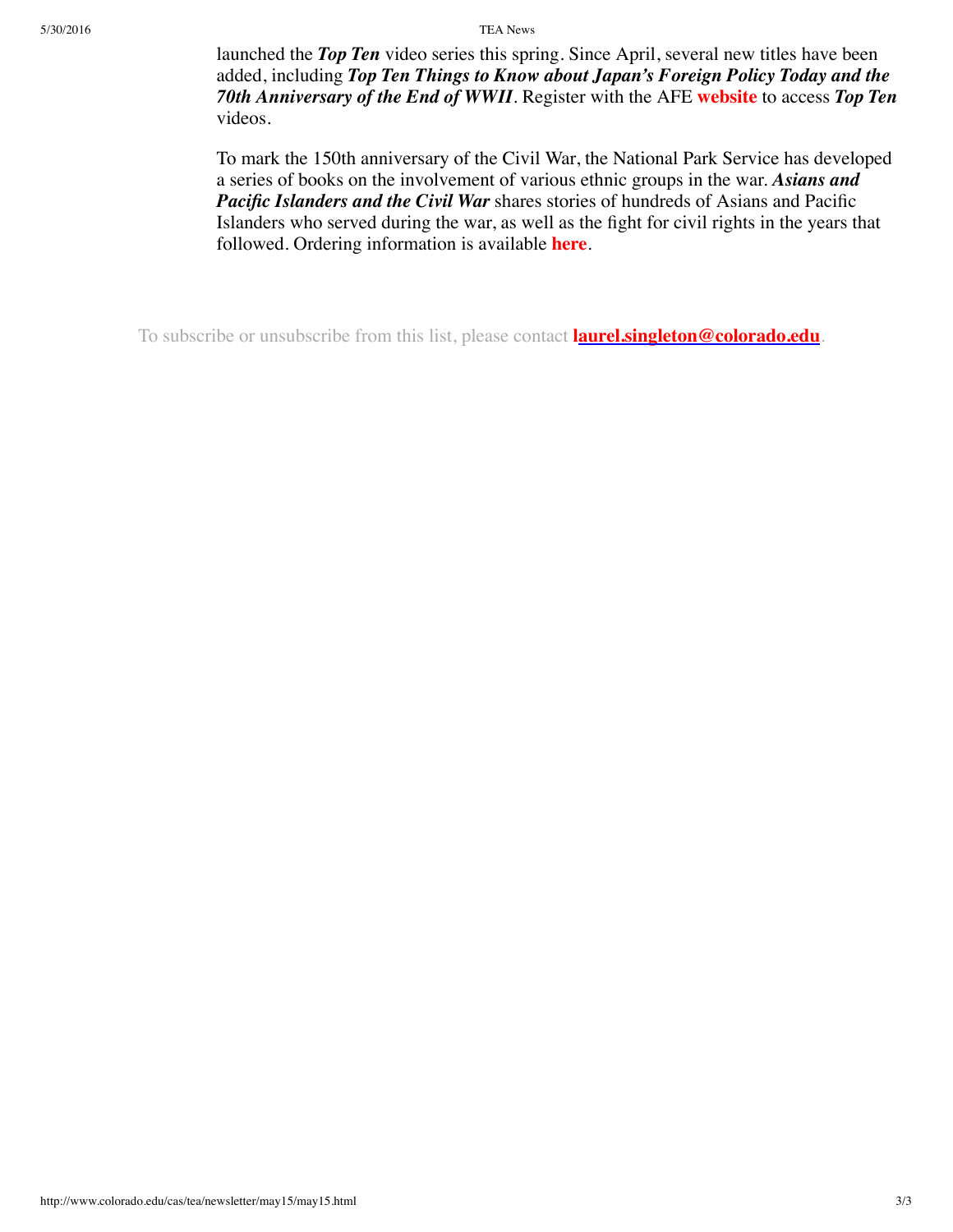launched the ***Top Ten*** video series this spring. Since April, several new titles have been added, including ***Top Ten Things to Know about Japan's Foreign Policy Today and the 70th Anniversary of the End of WWII***. Register with the AFE **website** to access ***Top Ten*** videos.

To mark the 150th anniversary of the Civil War, the National Park Service has developed a series of books on the involvement of various ethnic groups in the war. ***Asians and Pacific Islanders and the Civil War*** shares stories of hundreds of Asians and Pacific Islanders who served during the war, as well as the fight for civil rights in the years that followed. Ordering information is available **here**.

To subscribe or unsubscribe from this list, please contact **laurel.singleton@colorado.edu**.